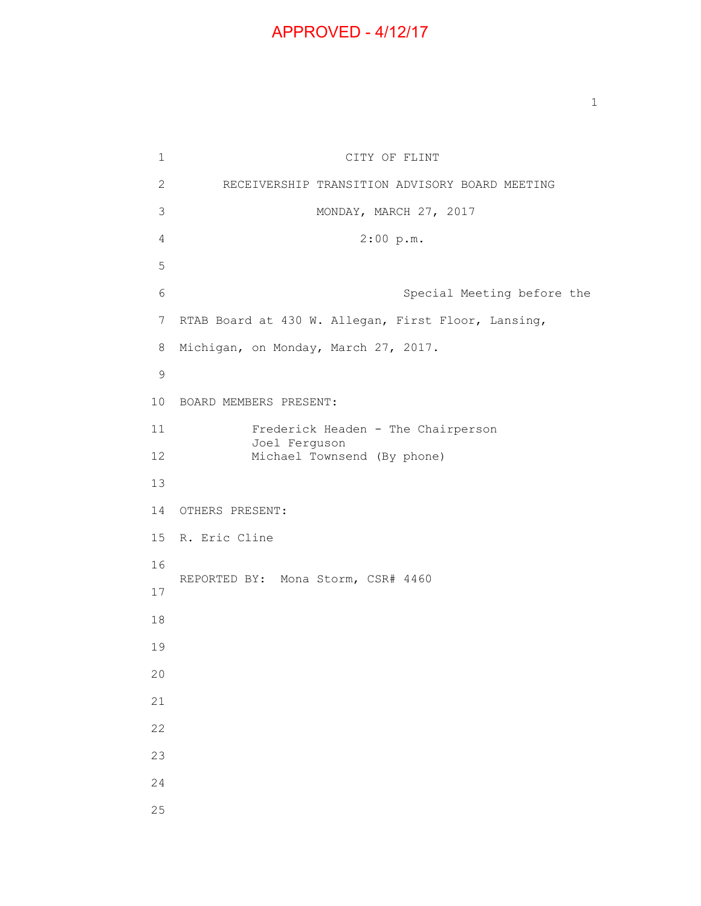APPROVED - 4/12/17

CITY OF FLINT

RECEIVERSHIP TRANSITION ADVISORY BOARD MEETING

MONDAY, MARCH 27, 2017

2:00 p.m.

Special Meeting before the RTAB Board at 430 W. Allegan, First Floor, Lansing, Michigan, on Monday, March 27, 2017.

BOARD MEMBERS PRESENT:

Frederick Headen - The Chairperson
Joel Ferguson
Michael Townsend (By phone)

OTHERS PRESENT:

R. Eric Cline

REPORTED BY: Mona Storm, CSR# 4460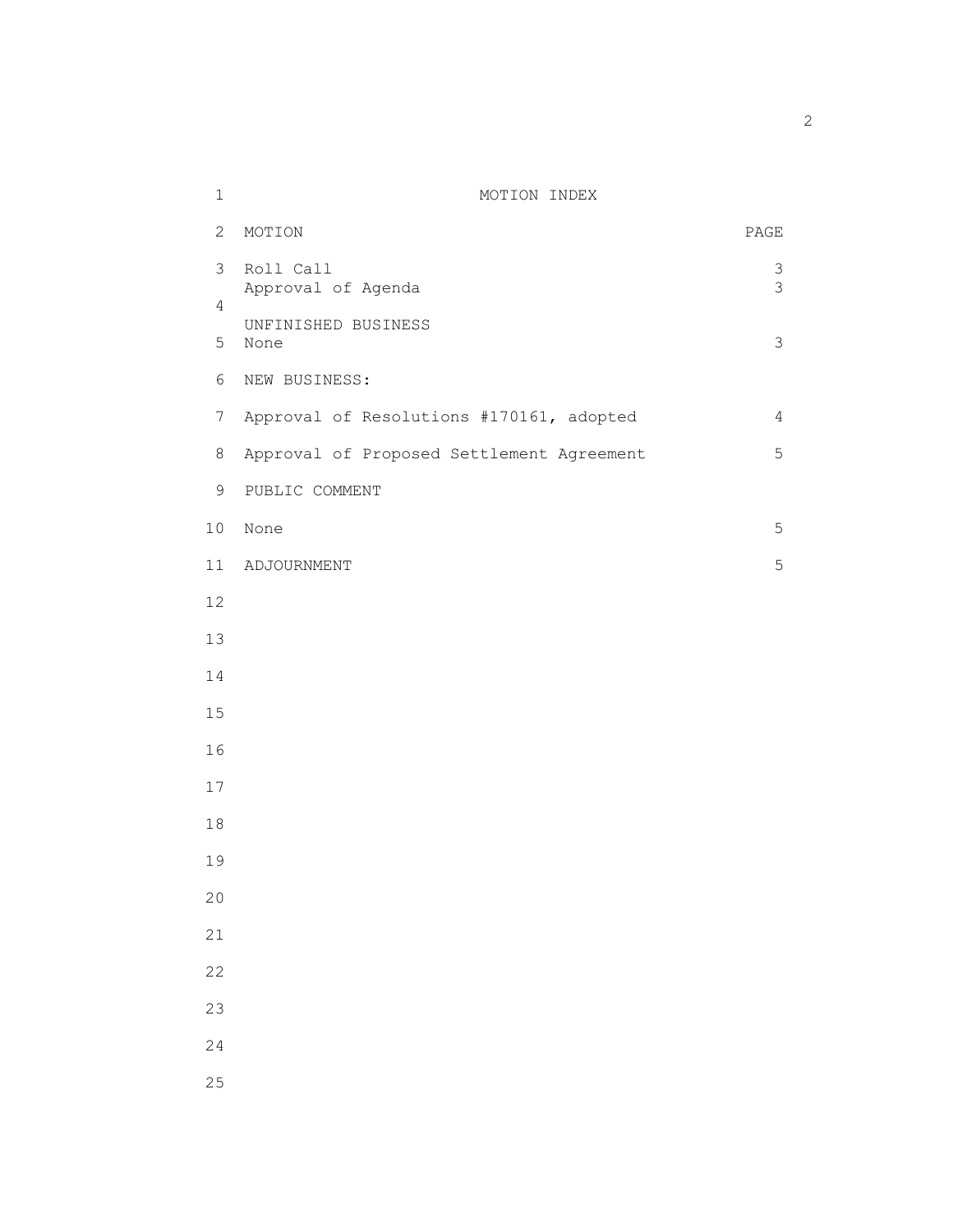# MOTION INDEX

| MOTION | PAGE |
|---|---|
| Roll Call | 3 |
| Approval of Agenda | 3 |
| UNFINISHED BUSINESS | |
| None | 3 |
| NEW BUSINESS: | |
| Approval of Resolutions #170161, adopted | 4 |
| Approval of Proposed Settlement Agreement | 5 |
| PUBLIC COMMENT | |
| None | 5 |
| ADJOURNMENT | 5 |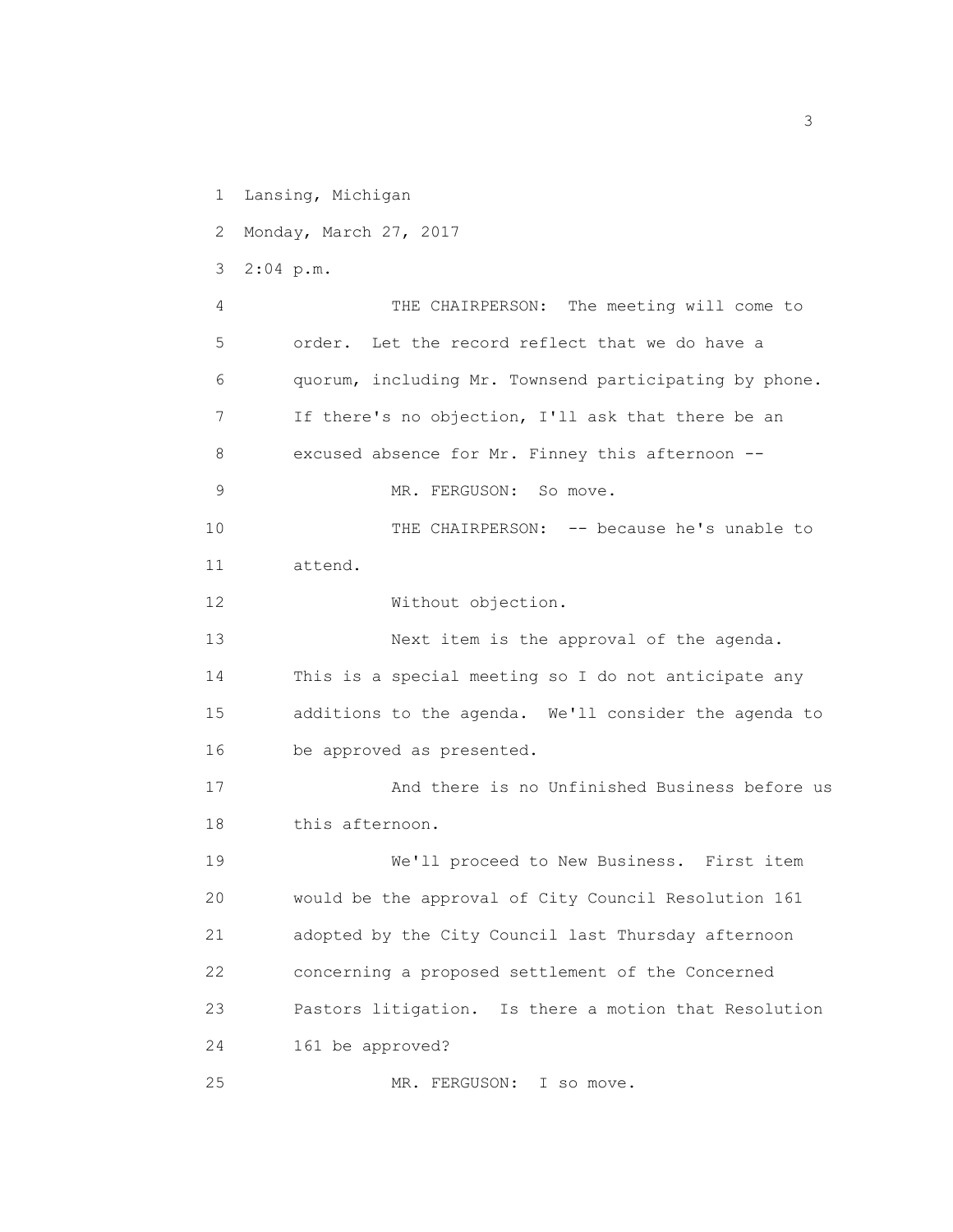Lansing, Michigan

Monday, March 27, 2017

2:04 p.m.

THE CHAIRPERSON: The meeting will come to order. Let the record reflect that we do have a quorum, including Mr. Townsend participating by phone. If there's no objection, I'll ask that there be an excused absence for Mr. Finney this afternoon --

MR. FERGUSON: So move.

THE CHAIRPERSON: -- because he's unable to attend.

Without objection.

Next item is the approval of the agenda. This is a special meeting so I do not anticipate any additions to the agenda. We'll consider the agenda to be approved as presented.

And there is no Unfinished Business before us this afternoon.

We'll proceed to New Business. First item would be the approval of City Council Resolution 161 adopted by the City Council last Thursday afternoon concerning a proposed settlement of the Concerned Pastors litigation. Is there a motion that Resolution 161 be approved?

MR. FERGUSON: I so move.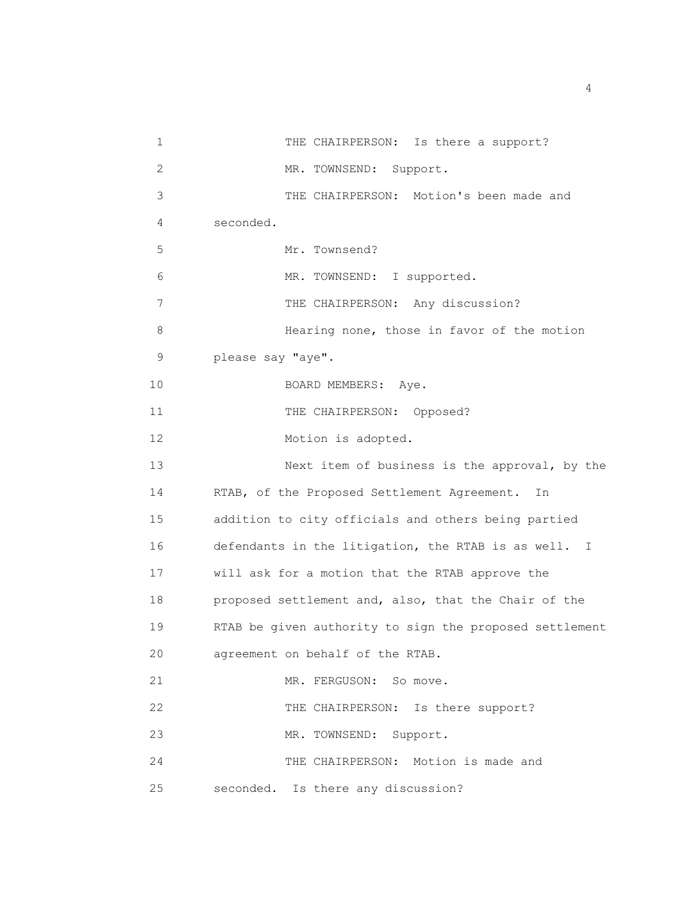1 THE CHAIRPERSON: Is there a support?

2 MR. TOWNSEND: Support.

3 THE CHAIRPERSON: Motion's been made and

4 seconded.

5 Mr. Townsend?

6 MR. TOWNSEND: I supported.

7 THE CHAIRPERSON: Any discussion?

8 Hearing none, those in favor of the motion

9 please say "aye".

10 BOARD MEMBERS: Aye.

11 THE CHAIRPERSON: Opposed?

12 Motion is adopted.

13 Next item of business is the approval, by the

14 RTAB, of the Proposed Settlement Agreement. In

15 addition to city officials and others being partied

16 defendants in the litigation, the RTAB is as well. I

17 will ask for a motion that the RTAB approve the

18 proposed settlement and, also, that the Chair of the

19 RTAB be given authority to sign the proposed settlement

20 agreement on behalf of the RTAB.

21 MR. FERGUSON: So move.

22 THE CHAIRPERSON: Is there support?

23 MR. TOWNSEND: Support.

24 THE CHAIRPERSON: Motion is made and

25 seconded. Is there any discussion?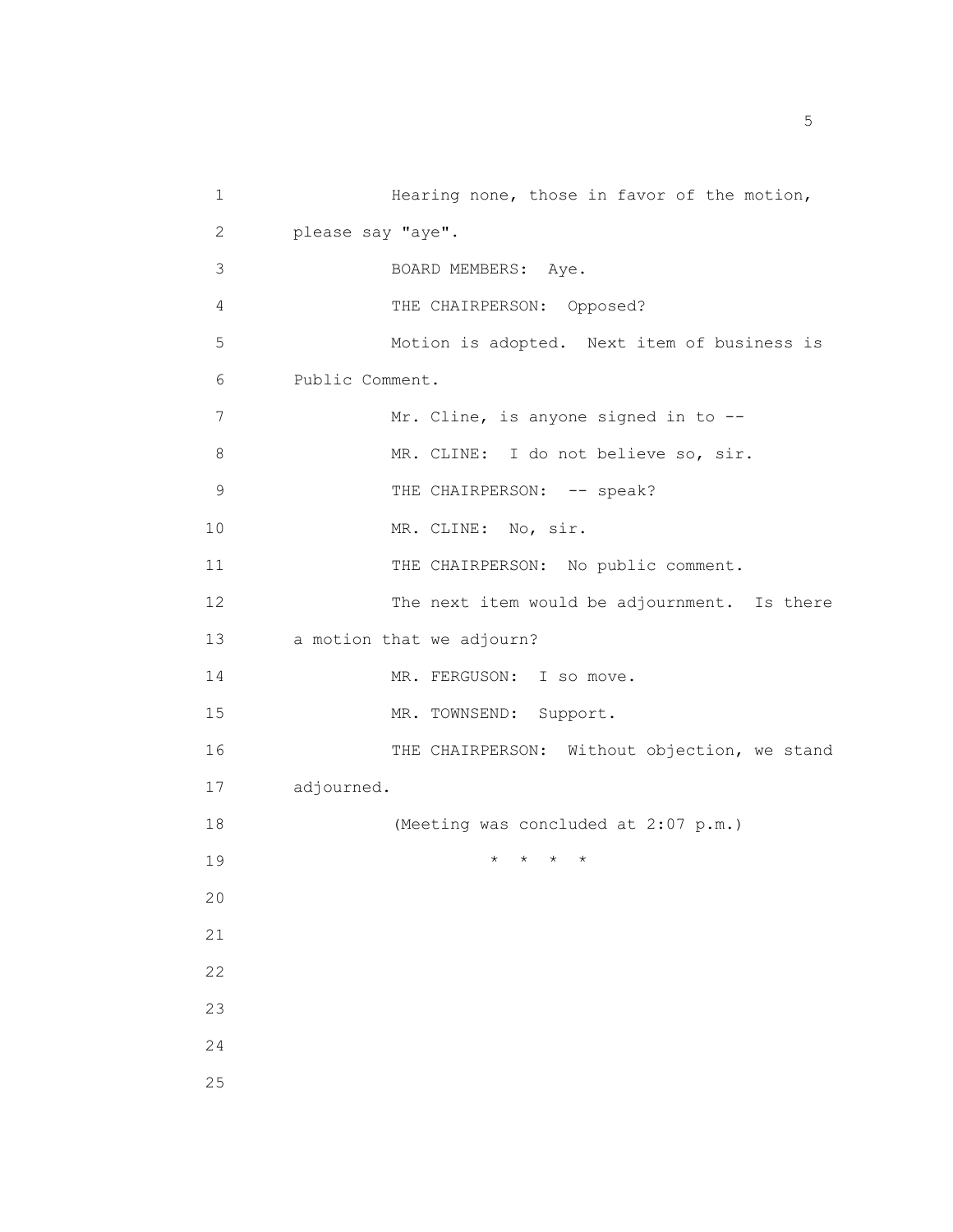Hearing none, those in favor of the motion, please say "aye".

BOARD MEMBERS: Aye.

THE CHAIRPERSON: Opposed?

Motion is adopted. Next item of business is Public Comment.

Mr. Cline, is anyone signed in to --

MR. CLINE: I do not believe so, sir.

THE CHAIRPERSON: -- speak?

MR. CLINE: No, sir.

THE CHAIRPERSON: No public comment.

The next item would be adjournment. Is there a motion that we adjourn?

MR. FERGUSON: I so move.

MR. TOWNSEND: Support.

THE CHAIRPERSON: Without objection, we stand adjourned.

(Meeting was concluded at 2:07 p.m.)

* * * *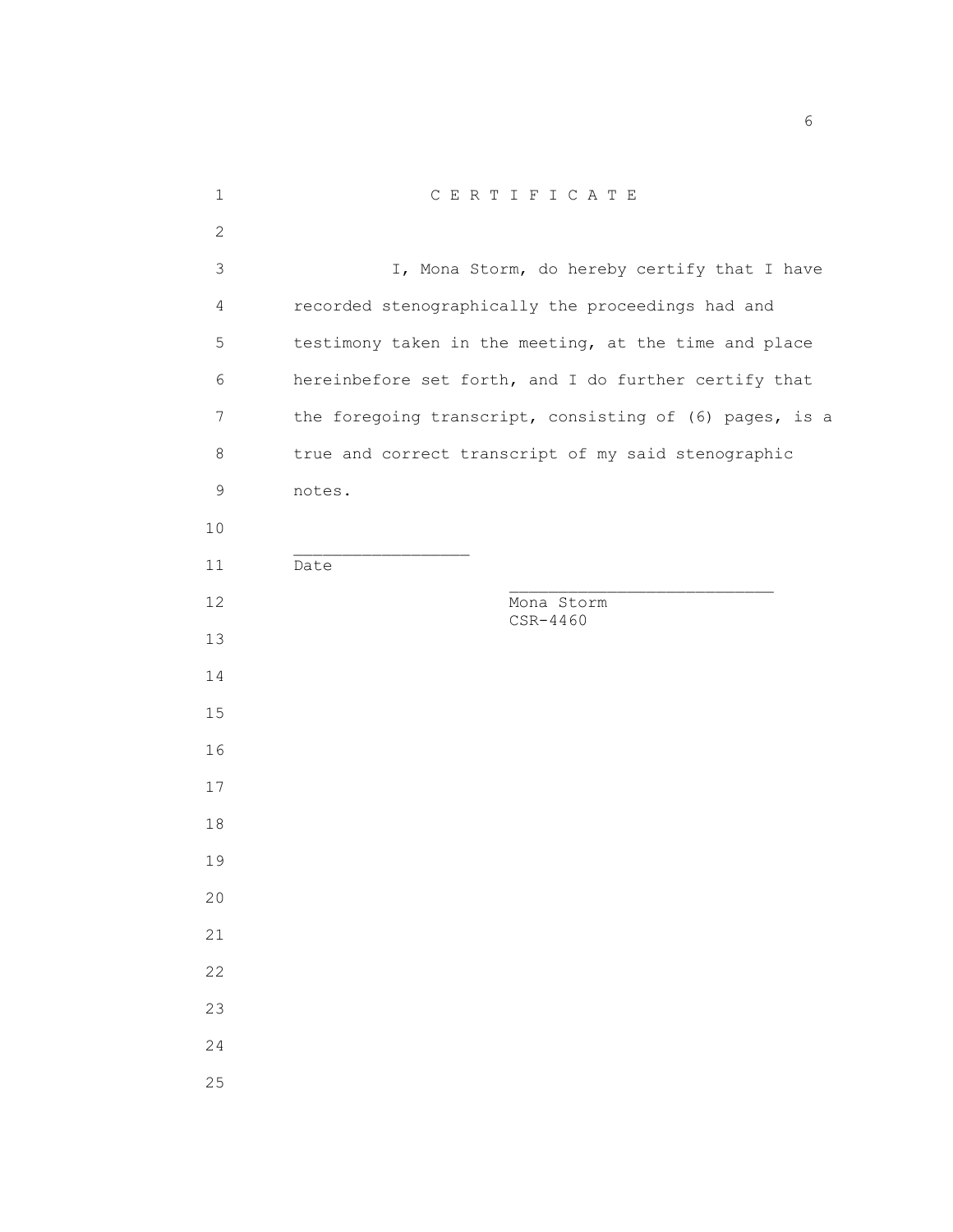# C E R T I F I C A T E

I, Mona Storm, do hereby certify that I have recorded stenographically the proceedings had and testimony taken in the meeting, at the time and place hereinbefore set forth, and I do further certify that the foregoing transcript, consisting of (6) pages, is a true and correct transcript of my said stenographic notes.

\_\_\_\_\_\_\_\_\_\_\_\_\_\_\_\_\_\_
Date

\_\_\_\_\_\_\_\_\_\_\_\_\_\_\_\_\_\_\_\_\_\_\_\_\_\_\_
Mona Storm
CSR-4460